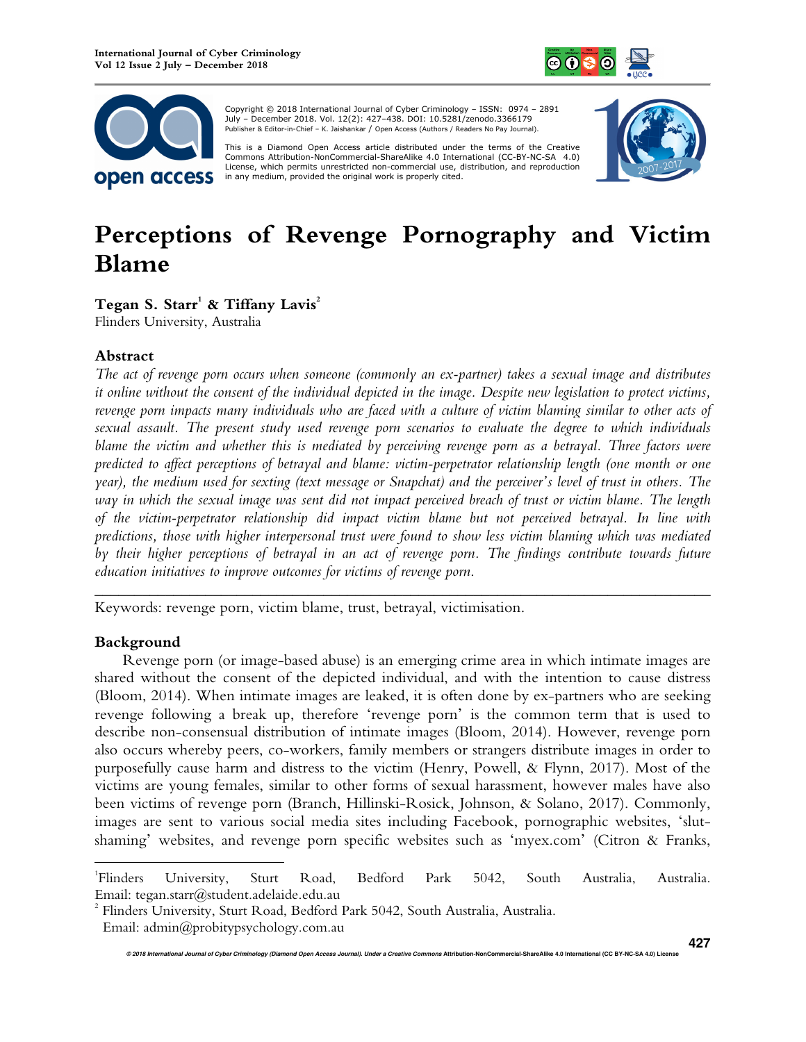# Perceptions of Revenge Pornography and Victim Blame

**Tegan S. Starr[1] & Tiffany Lavis[2]**
Flinders University, Australia

## Abstract

*The act of revenge porn occurs when someone (commonly an ex-partner) takes a sexual image and distributes it online without the consent of the individual depicted in the image. Despite new legislation to protect victims, revenge porn impacts many individuals who are faced with a culture of victim blaming similar to other acts of sexual assault. The present study used revenge porn scenarios to evaluate the degree to which individuals blame the victim and whether this is mediated by perceiving revenge porn as a betrayal. Three factors were predicted to affect perceptions of betrayal and blame: victim-perpetrator relationship length (one month or one year), the medium used for sexting (text message or Snapchat) and the perceiver's level of trust in others. The way in which the sexual image was sent did not impact perceived breach of trust or victim blame. The length of the victim-perpetrator relationship did impact victim blame but not perceived betrayal. In line with predictions, those with higher interpersonal trust were found to show less victim blaming which was mediated by their higher perceptions of betrayal in an act of revenge porn. The findings contribute towards future education initiatives to improve outcomes for victims of revenge porn.*

---

Keywords: revenge porn, victim blame, trust, betrayal, victimisation.

## Background

Revenge porn (or image-based abuse) is an emerging crime area in which intimate images are shared without the consent of the depicted individual, and with the intention to cause distress (Bloom, 2014). When intimate images are leaked, it is often done by ex-partners who are seeking revenge following a break up, therefore 'revenge porn' is the common term that is used to describe non-consensual distribution of intimate images (Bloom, 2014). However, revenge porn also occurs whereby peers, co-workers, family members or strangers distribute images in order to purposefully cause harm and distress to the victim (Henry, Powell, & Flynn, 2017). Most of the victims are young females, similar to other forms of sexual harassment, however males have also been victims of revenge porn (Branch, Hillinski-Rosick, Johnson, & Solano, 2017). Commonly, images are sent to various social media sites including Facebook, pornographic websites, 'slut-shaming' websites, and revenge porn specific websites such as 'myex.com' (Citron & Franks,

---

[1] Flinders University, Sturt Road, Bedford Park 5042, South Australia, Australia. Email: tegan.starr@student.adelaide.edu.au

[2] Flinders University, Sturt Road, Bedford Park 5042, South Australia, Australia. Email: admin@probitypsychology.com.au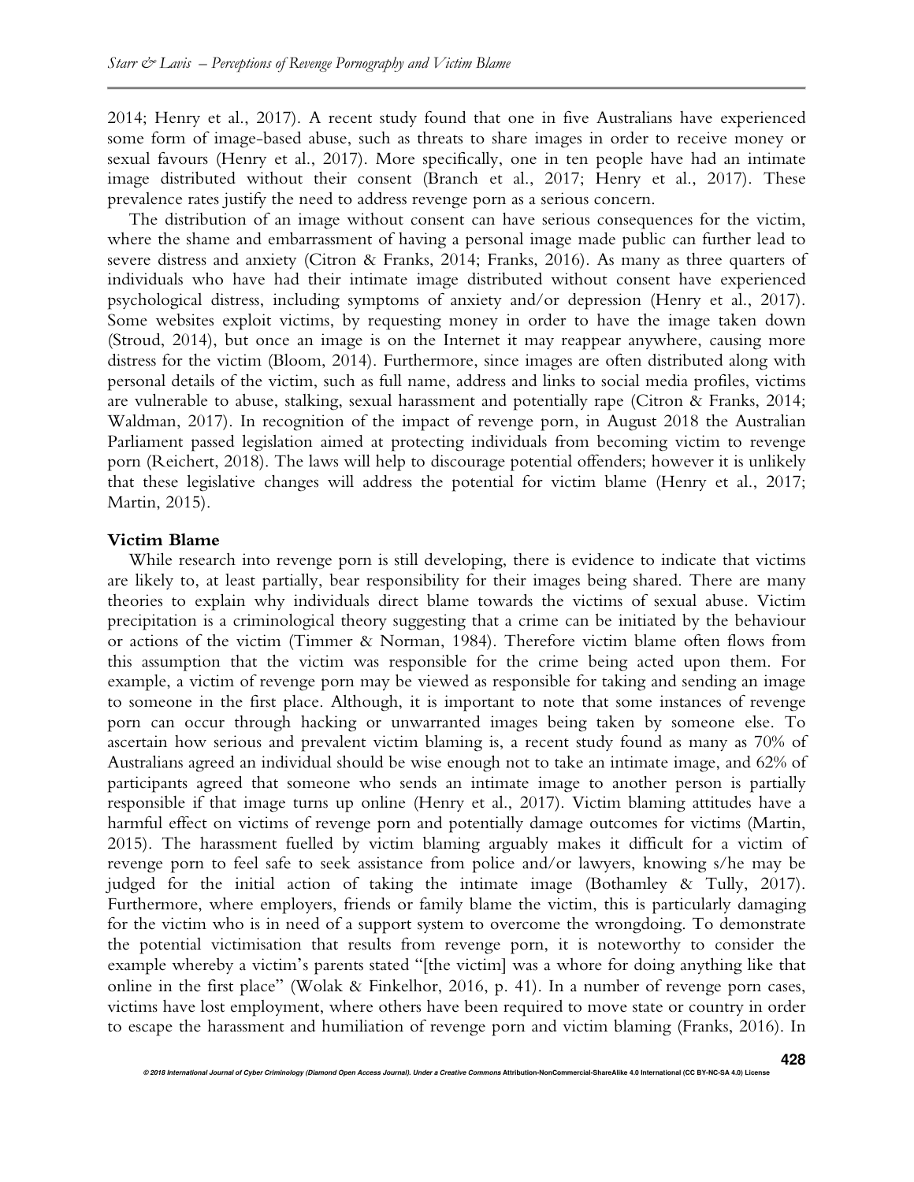2014; Henry et al., 2017). A recent study found that one in five Australians have experienced some form of image-based abuse, such as threats to share images in order to receive money or sexual favours (Henry et al., 2017). More specifically, one in ten people have had an intimate image distributed without their consent (Branch et al., 2017; Henry et al., 2017). These prevalence rates justify the need to address revenge porn as a serious concern.

The distribution of an image without consent can have serious consequences for the victim, where the shame and embarrassment of having a personal image made public can further lead to severe distress and anxiety (Citron & Franks, 2014; Franks, 2016). As many as three quarters of individuals who have had their intimate image distributed without consent have experienced psychological distress, including symptoms of anxiety and/or depression (Henry et al., 2017). Some websites exploit victims, by requesting money in order to have the image taken down (Stroud, 2014), but once an image is on the Internet it may reappear anywhere, causing more distress for the victim (Bloom, 2014). Furthermore, since images are often distributed along with personal details of the victim, such as full name, address and links to social media profiles, victims are vulnerable to abuse, stalking, sexual harassment and potentially rape (Citron & Franks, 2014; Waldman, 2017). In recognition of the impact of revenge porn, in August 2018 the Australian Parliament passed legislation aimed at protecting individuals from becoming victim to revenge porn (Reichert, 2018). The laws will help to discourage potential offenders; however it is unlikely that these legislative changes will address the potential for victim blame (Henry et al., 2017; Martin, 2015).

### Victim Blame

While research into revenge porn is still developing, there is evidence to indicate that victims are likely to, at least partially, bear responsibility for their images being shared. There are many theories to explain why individuals direct blame towards the victims of sexual abuse. Victim precipitation is a criminological theory suggesting that a crime can be initiated by the behaviour or actions of the victim (Timmer & Norman, 1984). Therefore victim blame often flows from this assumption that the victim was responsible for the crime being acted upon them. For example, a victim of revenge porn may be viewed as responsible for taking and sending an image to someone in the first place. Although, it is important to note that some instances of revenge porn can occur through hacking or unwarranted images being taken by someone else. To ascertain how serious and prevalent victim blaming is, a recent study found as many as 70% of Australians agreed an individual should be wise enough not to take an intimate image, and 62% of participants agreed that someone who sends an intimate image to another person is partially responsible if that image turns up online (Henry et al., 2017). Victim blaming attitudes have a harmful effect on victims of revenge porn and potentially damage outcomes for victims (Martin, 2015). The harassment fuelled by victim blaming arguably makes it difficult for a victim of revenge porn to feel safe to seek assistance from police and/or lawyers, knowing s/he may be judged for the initial action of taking the intimate image (Bothamley & Tully, 2017). Furthermore, where employers, friends or family blame the victim, this is particularly damaging for the victim who is in need of a support system to overcome the wrongdoing. To demonstrate the potential victimisation that results from revenge porn, it is noteworthy to consider the example whereby a victim's parents stated "[the victim] was a whore for doing anything like that online in the first place" (Wolak & Finkelhor, 2016, p. 41). In a number of revenge porn cases, victims have lost employment, where others have been required to move state or country in order to escape the harassment and humiliation of revenge porn and victim blaming (Franks, 2016). In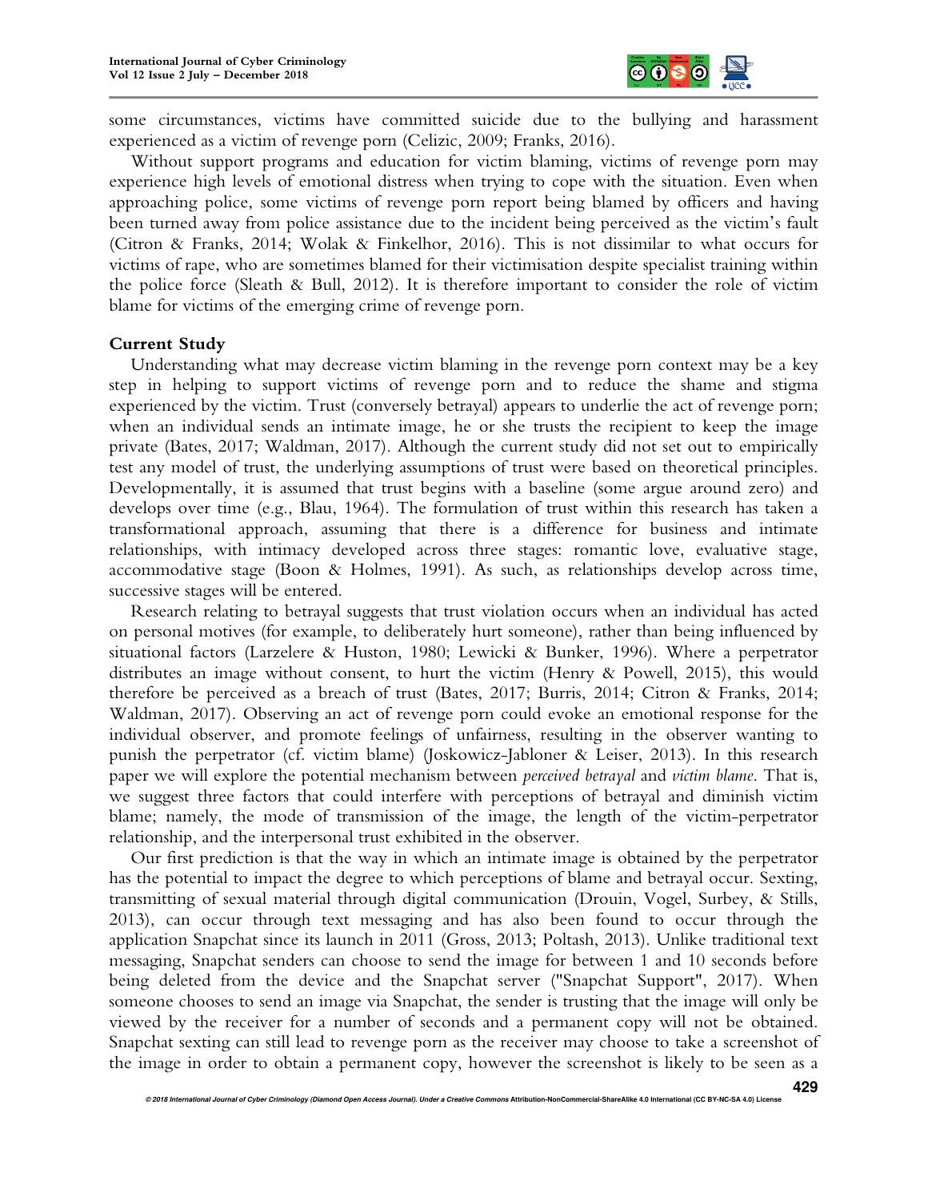some circumstances, victims have committed suicide due to the bullying and harassment experienced as a victim of revenge porn (Celizic, 2009; Franks, 2016).

Without support programs and education for victim blaming, victims of revenge porn may experience high levels of emotional distress when trying to cope with the situation. Even when approaching police, some victims of revenge porn report being blamed by officers and having been turned away from police assistance due to the incident being perceived as the victim's fault (Citron & Franks, 2014; Wolak & Finkelhor, 2016). This is not dissimilar to what occurs for victims of rape, who are sometimes blamed for their victimisation despite specialist training within the police force (Sleath & Bull, 2012). It is therefore important to consider the role of victim blame for victims of the emerging crime of revenge porn.

**Current Study**

Understanding what may decrease victim blaming in the revenge porn context may be a key step in helping to support victims of revenge porn and to reduce the shame and stigma experienced by the victim. Trust (conversely betrayal) appears to underlie the act of revenge porn; when an individual sends an intimate image, he or she trusts the recipient to keep the image private (Bates, 2017; Waldman, 2017). Although the current study did not set out to empirically test any model of trust, the underlying assumptions of trust were based on theoretical principles. Developmentally, it is assumed that trust begins with a baseline (some argue around zero) and develops over time (e.g., Blau, 1964). The formulation of trust within this research has taken a transformational approach, assuming that there is a difference for business and intimate relationships, with intimacy developed across three stages: romantic love, evaluative stage, accommodative stage (Boon & Holmes, 1991). As such, as relationships develop across time, successive stages will be entered.

Research relating to betrayal suggests that trust violation occurs when an individual has acted on personal motives (for example, to deliberately hurt someone), rather than being influenced by situational factors (Larzelere & Huston, 1980; Lewicki & Bunker, 1996). Where a perpetrator distributes an image without consent, to hurt the victim (Henry & Powell, 2015), this would therefore be perceived as a breach of trust (Bates, 2017; Burris, 2014; Citron & Franks, 2014; Waldman, 2017). Observing an act of revenge porn could evoke an emotional response for the individual observer, and promote feelings of unfairness, resulting in the observer wanting to punish the perpetrator (cf. victim blame) (Joskowicz-Jabloner & Leiser, 2013). In this research paper we will explore the potential mechanism between *perceived betrayal* and *victim blame*. That is, we suggest three factors that could interfere with perceptions of betrayal and diminish victim blame; namely, the mode of transmission of the image, the length of the victim-perpetrator relationship, and the interpersonal trust exhibited in the observer.

Our first prediction is that the way in which an intimate image is obtained by the perpetrator has the potential to impact the degree to which perceptions of blame and betrayal occur. Sexting, transmitting of sexual material through digital communication (Drouin, Vogel, Surbey, & Stills, 2013), can occur through text messaging and has also been found to occur through the application Snapchat since its launch in 2011 (Gross, 2013; Poltash, 2013). Unlike traditional text messaging, Snapchat senders can choose to send the image for between 1 and 10 seconds before being deleted from the device and the Snapchat server ("Snapchat Support", 2017). When someone chooses to send an image via Snapchat, the sender is trusting that the image will only be viewed by the receiver for a number of seconds and a permanent copy will not be obtained. Snapchat sexting can still lead to revenge porn as the receiver may choose to take a screenshot of the image in order to obtain a permanent copy, however the screenshot is likely to be seen as a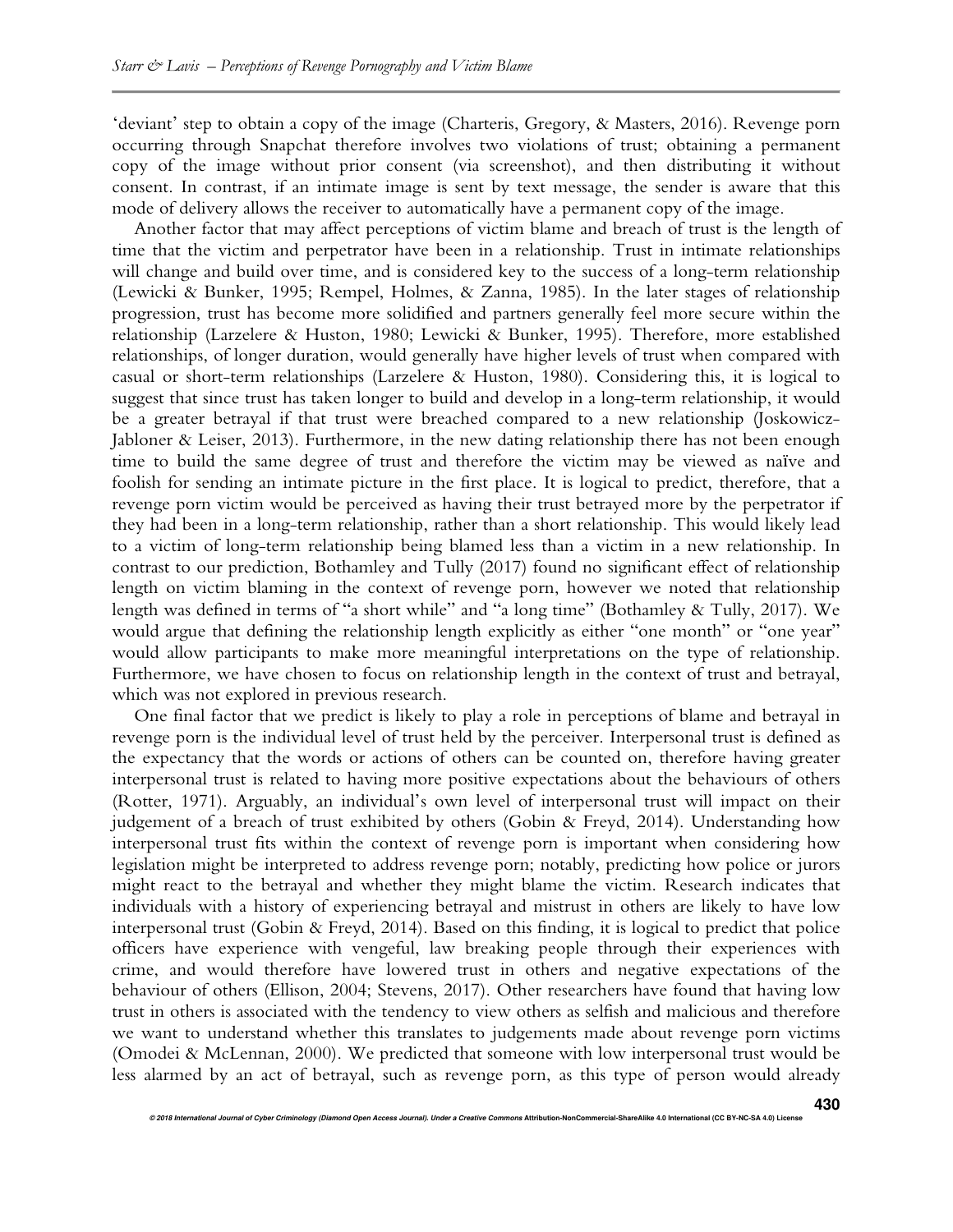'deviant' step to obtain a copy of the image (Charteris, Gregory, & Masters, 2016). Revenge porn occurring through Snapchat therefore involves two violations of trust; obtaining a permanent copy of the image without prior consent (via screenshot), and then distributing it without consent. In contrast, if an intimate image is sent by text message, the sender is aware that this mode of delivery allows the receiver to automatically have a permanent copy of the image.

Another factor that may affect perceptions of victim blame and breach of trust is the length of time that the victim and perpetrator have been in a relationship. Trust in intimate relationships will change and build over time, and is considered key to the success of a long-term relationship (Lewicki & Bunker, 1995; Rempel, Holmes, & Zanna, 1985). In the later stages of relationship progression, trust has become more solidified and partners generally feel more secure within the relationship (Larzelere & Huston, 1980; Lewicki & Bunker, 1995). Therefore, more established relationships, of longer duration, would generally have higher levels of trust when compared with casual or short-term relationships (Larzelere & Huston, 1980). Considering this, it is logical to suggest that since trust has taken longer to build and develop in a long-term relationship, it would be a greater betrayal if that trust were breached compared to a new relationship (Joskowicz-Jabloner & Leiser, 2013). Furthermore, in the new dating relationship there has not been enough time to build the same degree of trust and therefore the victim may be viewed as naïve and foolish for sending an intimate picture in the first place. It is logical to predict, therefore, that a revenge porn victim would be perceived as having their trust betrayed more by the perpetrator if they had been in a long-term relationship, rather than a short relationship. This would likely lead to a victim of long-term relationship being blamed less than a victim in a new relationship. In contrast to our prediction, Bothamley and Tully (2017) found no significant effect of relationship length on victim blaming in the context of revenge porn, however we noted that relationship length was defined in terms of "a short while" and "a long time" (Bothamley & Tully, 2017). We would argue that defining the relationship length explicitly as either "one month" or "one year" would allow participants to make more meaningful interpretations on the type of relationship. Furthermore, we have chosen to focus on relationship length in the context of trust and betrayal, which was not explored in previous research.

One final factor that we predict is likely to play a role in perceptions of blame and betrayal in revenge porn is the individual level of trust held by the perceiver. Interpersonal trust is defined as the expectancy that the words or actions of others can be counted on, therefore having greater interpersonal trust is related to having more positive expectations about the behaviours of others (Rotter, 1971). Arguably, an individual's own level of interpersonal trust will impact on their judgement of a breach of trust exhibited by others (Gobin & Freyd, 2014). Understanding how interpersonal trust fits within the context of revenge porn is important when considering how legislation might be interpreted to address revenge porn; notably, predicting how police or jurors might react to the betrayal and whether they might blame the victim. Research indicates that individuals with a history of experiencing betrayal and mistrust in others are likely to have low interpersonal trust (Gobin & Freyd, 2014). Based on this finding, it is logical to predict that police officers have experience with vengeful, law breaking people through their experiences with crime, and would therefore have lowered trust in others and negative expectations of the behaviour of others (Ellison, 2004; Stevens, 2017). Other researchers have found that having low trust in others is associated with the tendency to view others as selfish and malicious and therefore we want to understand whether this translates to judgements made about revenge porn victims (Omodei & McLennan, 2000). We predicted that someone with low interpersonal trust would be less alarmed by an act of betrayal, such as revenge porn, as this type of person would already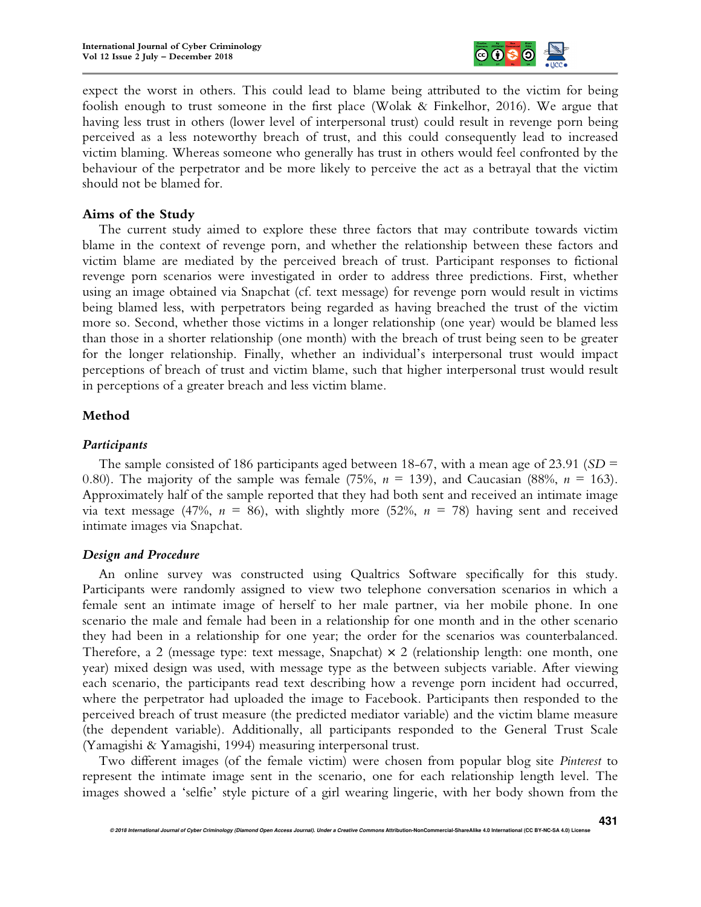expect the worst in others. This could lead to blame being attributed to the victim for being foolish enough to trust someone in the first place (Wolak & Finkelhor, 2016). We argue that having less trust in others (lower level of interpersonal trust) could result in revenge porn being perceived as a less noteworthy breach of trust, and this could consequently lead to increased victim blaming. Whereas someone who generally has trust in others would feel confronted by the behaviour of the perpetrator and be more likely to perceive the act as a betrayal that the victim should not be blamed for.

### Aims of the Study

The current study aimed to explore these three factors that may contribute towards victim blame in the context of revenge porn, and whether the relationship between these factors and victim blame are mediated by the perceived breach of trust. Participant responses to fictional revenge porn scenarios were investigated in order to address three predictions. First, whether using an image obtained via Snapchat (cf. text message) for revenge porn would result in victims being blamed less, with perpetrators being regarded as having breached the trust of the victim more so. Second, whether those victims in a longer relationship (one year) would be blamed less than those in a shorter relationship (one month) with the breach of trust being seen to be greater for the longer relationship. Finally, whether an individual's interpersonal trust would impact perceptions of breach of trust and victim blame, such that higher interpersonal trust would result in perceptions of a greater breach and less victim blame.

## Method

### *Participants*

The sample consisted of 186 participants aged between 18-67, with a mean age of 23.91 ($SD$ = 0.80). The majority of the sample was female (75%, $n$ = 139), and Caucasian (88%, $n$ = 163). Approximately half of the sample reported that they had both sent and received an intimate image via text message (47%, $n$ = 86), with slightly more (52%, $n$ = 78) having sent and received intimate images via Snapchat.

### *Design and Procedure*

An online survey was constructed using Qualtrics Software specifically for this study. Participants were randomly assigned to view two telephone conversation scenarios in which a female sent an intimate image of herself to her male partner, via her mobile phone. In one scenario the male and female had been in a relationship for one month and in the other scenario they had been in a relationship for one year; the order for the scenarios was counterbalanced. Therefore, a 2 (message type: text message, Snapchat) × 2 (relationship length: one month, one year) mixed design was used, with message type as the between subjects variable. After viewing each scenario, the participants read text describing how a revenge porn incident had occurred, where the perpetrator had uploaded the image to Facebook. Participants then responded to the perceived breach of trust measure (the predicted mediator variable) and the victim blame measure (the dependent variable). Additionally, all participants responded to the General Trust Scale (Yamagishi & Yamagishi, 1994) measuring interpersonal trust.

Two different images (of the female victim) were chosen from popular blog site *Pinterest* to represent the intimate image sent in the scenario, one for each relationship length level. The images showed a 'selfie' style picture of a girl wearing lingerie, with her body shown from the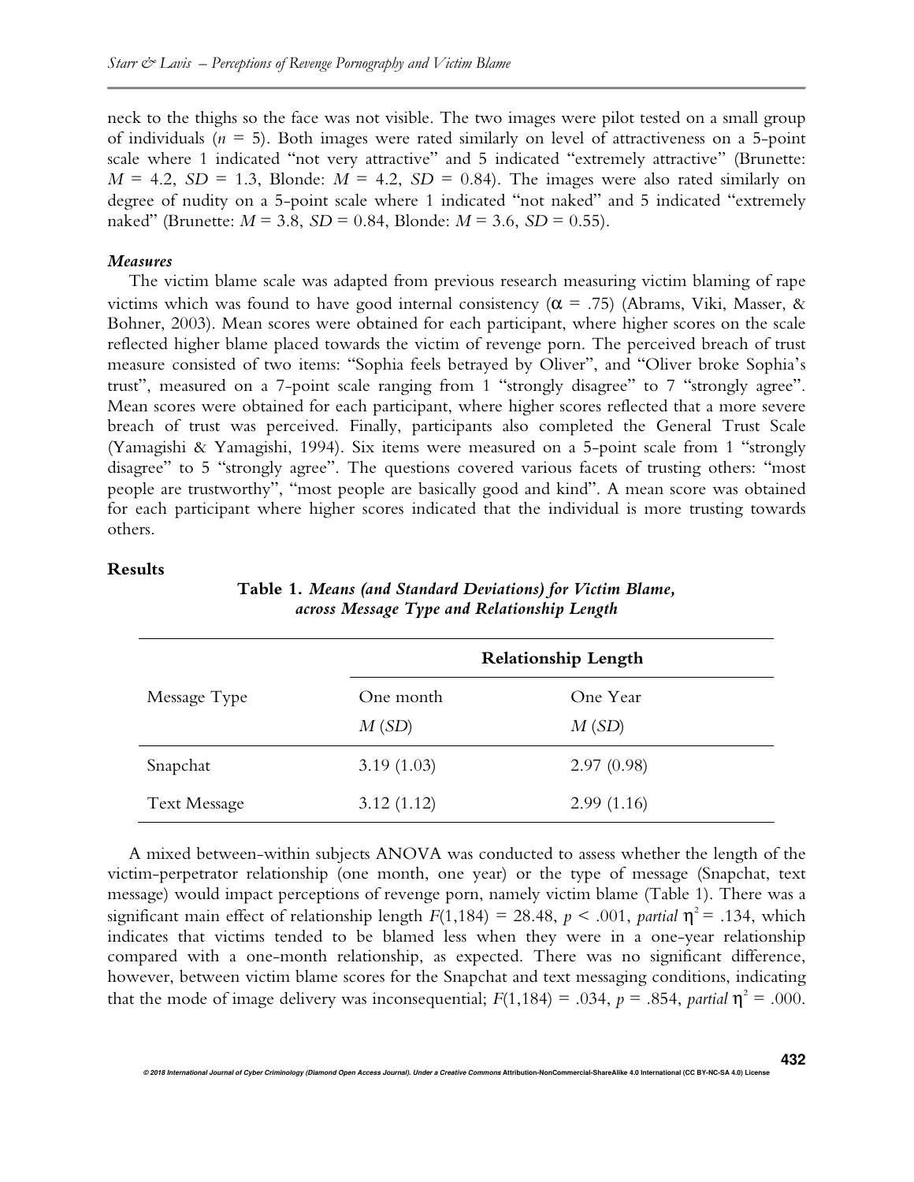neck to the thighs so the face was not visible. The two images were pilot tested on a small group of individuals ($n$ = 5). Both images were rated similarly on level of attractiveness on a 5-point scale where 1 indicated "not very attractive" and 5 indicated "extremely attractive" (Brunette: $M$ = 4.2, $SD$ = 1.3, Blonde: $M$ = 4.2, $SD$ = 0.84). The images were also rated similarly on degree of nudity on a 5-point scale where 1 indicated "not naked" and 5 indicated "extremely naked" (Brunette: $M$ = 3.8, $SD$ = 0.84, Blonde: $M$ = 3.6, $SD$ = 0.55).

***Measures***

The victim blame scale was adapted from previous research measuring victim blaming of rape victims which was found to have good internal consistency ($\alpha$ = .75) (Abrams, Viki, Masser, & Bohner, 2003). Mean scores were obtained for each participant, where higher scores on the scale reflected higher blame placed towards the victim of revenge porn. The perceived breach of trust measure consisted of two items: "Sophia feels betrayed by Oliver", and "Oliver broke Sophia's trust", measured on a 7-point scale ranging from 1 "strongly disagree" to 7 "strongly agree". Mean scores were obtained for each participant, where higher scores reflected that a more severe breach of trust was perceived. Finally, participants also completed the General Trust Scale (Yamagishi & Yamagishi, 1994). Six items were measured on a 5-point scale from 1 "strongly disagree" to 5 "strongly agree". The questions covered various facets of trusting others: "most people are trustworthy", "most people are basically good and kind". A mean score was obtained for each participant where higher scores indicated that the individual is more trusting towards others.

## Results

**Table 1.** ***Means (and Standard Deviations) for Victim Blame, across Message Type and Relationship Length***

| | Relationship Length | |
|---|---|---|
| Message Type | One month $M$ ($SD$) | One Year $M$ ($SD$) |
| Snapchat | 3.19 (1.03) | 2.97 (0.98) |
| Text Message | 3.12 (1.12) | 2.99 (1.16) |

A mixed between-within subjects ANOVA was conducted to assess whether the length of the victim-perpetrator relationship (one month, one year) or the type of message (Snapchat, text message) would impact perceptions of revenge porn, namely victim blame (Table 1). There was a significant main effect of relationship length $F(1,184) = 28.48$, $p < .001$, *partial* $\eta^2 = .134$, which indicates that victims tended to be blamed less when they were in a one-year relationship compared with a one-month relationship, as expected. There was no significant difference, however, between victim blame scores for the Snapchat and text messaging conditions, indicating that the mode of image delivery was inconsequential; $F(1,184) = .034$, $p = .854$, *partial* $\eta^2 = .000$.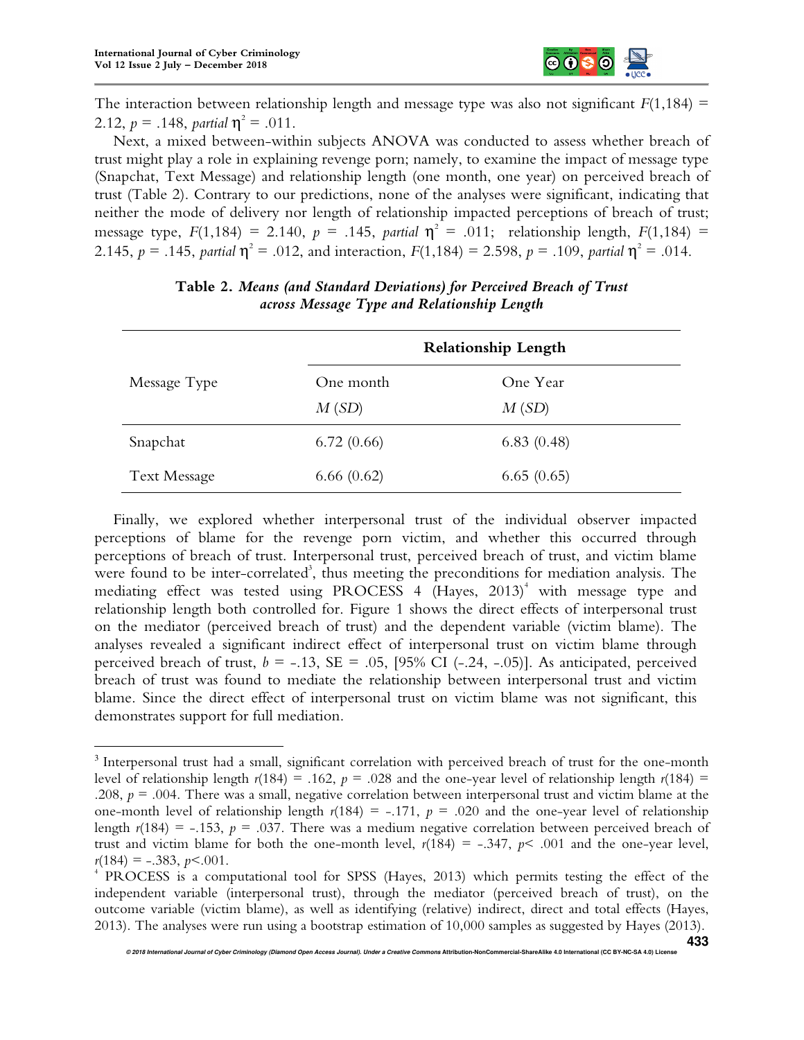The interaction between relationship length and message type was also not significant $F(1,184) = 2.12$, $p = .148$, *partial* $\eta^2 = .011$.

Next, a mixed between-within subjects ANOVA was conducted to assess whether breach of trust might play a role in explaining revenge porn; namely, to examine the impact of message type (Snapchat, Text Message) and relationship length (one month, one year) on perceived breach of trust (Table 2). Contrary to our predictions, none of the analyses were significant, indicating that neither the mode of delivery nor length of relationship impacted perceptions of breach of trust; message type, $F(1,184) = 2.140$, $p = .145$, *partial* $\eta^2 = .011$; relationship length, $F(1,184) = 2.145$, $p = .145$, *partial* $\eta^2 = .012$, and interaction, $F(1,184) = 2.598$, $p = .109$, *partial* $\eta^2 = .014$.

**Table 2.** ***Means (and Standard Deviations) for Perceived Breach of Trust across Message Type and Relationship Length***

| Message Type | Relationship Length | |
|---|---|---|
| | One month *M* (*SD*) | One Year *M* (*SD*) |
| Snapchat | 6.72 (0.66) | 6.83 (0.48) |
| Text Message | 6.66 (0.62) | 6.65 (0.65) |

Finally, we explored whether interpersonal trust of the individual observer impacted perceptions of blame for the revenge porn victim, and whether this occurred through perceptions of breach of trust. Interpersonal trust, perceived breach of trust, and victim blame were found to be inter-correlated[3], thus meeting the preconditions for mediation analysis. The mediating effect was tested using PROCESS 4 (Hayes, 2013)[4] with message type and relationship length both controlled for. Figure 1 shows the direct effects of interpersonal trust on the mediator (perceived breach of trust) and the dependent variable (victim blame). The analyses revealed a significant indirect effect of interpersonal trust on victim blame through perceived breach of trust, $b = -.13$, SE = .05, [95% CI (-.24, -.05)]. As anticipated, perceived breach of trust was found to mediate the relationship between interpersonal trust and victim blame. Since the direct effect of interpersonal trust on victim blame was not significant, this demonstrates support for full mediation.

---

[3] Interpersonal trust had a small, significant correlation with perceived breach of trust for the one-month level of relationship length $r(184) = .162$, $p = .028$ and the one-year level of relationship length $r(184) = .208$, $p = .004$. There was a small, negative correlation between interpersonal trust and victim blame at the one-month level of relationship length $r(184) = -.171$, $p = .020$ and the one-year level of relationship length $r(184) = -.153$, $p = .037$. There was a medium negative correlation between perceived breach of trust and victim blame for both the one-month level, $r(184) = -.347$, $p < .001$ and the one-year level, $r(184) = -.383$, $p < .001$.

[4] PROCESS is a computational tool for SPSS (Hayes, 2013) which permits testing the effect of the independent variable (interpersonal trust), through the mediator (perceived breach of trust), on the outcome variable (victim blame), as well as identifying (relative) indirect, direct and total effects (Hayes, 2013). The analyses were run using a bootstrap estimation of 10,000 samples as suggested by Hayes (2013).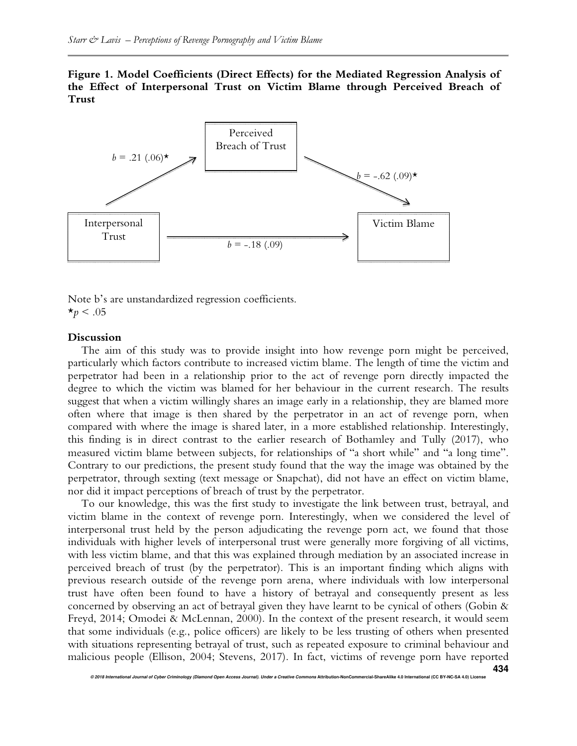**Figure 1. Model Coefficients (Direct Effects) for the Mediated Regression Analysis of the Effect of Interpersonal Trust on Victim Blame through Perceived Breach of Trust**

Perceived Breach of Trust

$b$ = .21 (.06)*

$b$ = -.62 (.09)*

Interpersonal Trust

Victim Blame

$b$ = -.18 (.09)

Note b's are unstandardized regression coefficients.
*$p < .05$

## Discussion

The aim of this study was to provide insight into how revenge porn might be perceived, particularly which factors contribute to increased victim blame. The length of time the victim and perpetrator had been in a relationship prior to the act of revenge porn directly impacted the degree to which the victim was blamed for her behaviour in the current research. The results suggest that when a victim willingly shares an image early in a relationship, they are blamed more often where that image is then shared by the perpetrator in an act of revenge porn, when compared with where the image is shared later, in a more established relationship. Interestingly, this finding is in direct contrast to the earlier research of Bothamley and Tully (2017), who measured victim blame between subjects, for relationships of "a short while" and "a long time". Contrary to our predictions, the present study found that the way the image was obtained by the perpetrator, through sexting (text message or Snapchat), did not have an effect on victim blame, nor did it impact perceptions of breach of trust by the perpetrator.

To our knowledge, this was the first study to investigate the link between trust, betrayal, and victim blame in the context of revenge porn. Interestingly, when we considered the level of interpersonal trust held by the person adjudicating the revenge porn act, we found that those individuals with higher levels of interpersonal trust were generally more forgiving of all victims, with less victim blame, and that this was explained through mediation by an associated increase in perceived breach of trust (by the perpetrator). This is an important finding which aligns with previous research outside of the revenge porn arena, where individuals with low interpersonal trust have often been found to have a history of betrayal and consequently present as less concerned by observing an act of betrayal given they have learnt to be cynical of others (Gobin & Freyd, 2014; Omodei & McLennan, 2000). In the context of the present research, it would seem that some individuals (e.g., police officers) are likely to be less trusting of others when presented with situations representing betrayal of trust, such as repeated exposure to criminal behaviour and malicious people (Ellison, 2004; Stevens, 2017). In fact, victims of revenge porn have reported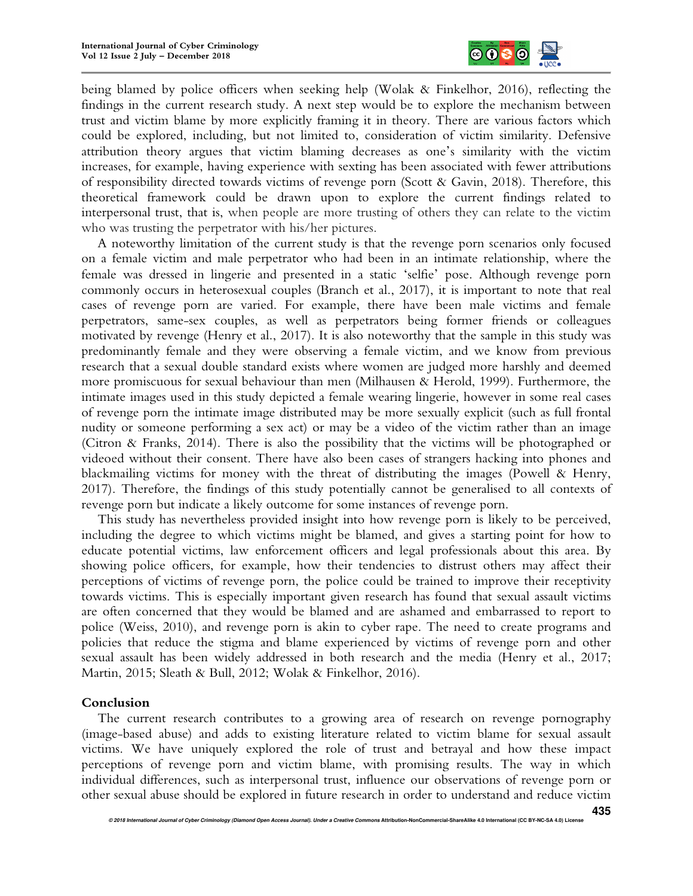being blamed by police officers when seeking help (Wolak & Finkelhor, 2016), reflecting the findings in the current research study. A next step would be to explore the mechanism between trust and victim blame by more explicitly framing it in theory. There are various factors which could be explored, including, but not limited to, consideration of victim similarity. Defensive attribution theory argues that victim blaming decreases as one's similarity with the victim increases, for example, having experience with sexting has been associated with fewer attributions of responsibility directed towards victims of revenge porn (Scott & Gavin, 2018). Therefore, this theoretical framework could be drawn upon to explore the current findings related to interpersonal trust, that is, when people are more trusting of others they can relate to the victim who was trusting the perpetrator with his/her pictures.

A noteworthy limitation of the current study is that the revenge porn scenarios only focused on a female victim and male perpetrator who had been in an intimate relationship, where the female was dressed in lingerie and presented in a static 'selfie' pose. Although revenge porn commonly occurs in heterosexual couples (Branch et al., 2017), it is important to note that real cases of revenge porn are varied. For example, there have been male victims and female perpetrators, same-sex couples, as well as perpetrators being former friends or colleagues motivated by revenge (Henry et al., 2017). It is also noteworthy that the sample in this study was predominantly female and they were observing a female victim, and we know from previous research that a sexual double standard exists where women are judged more harshly and deemed more promiscuous for sexual behaviour than men (Milhausen & Herold, 1999). Furthermore, the intimate images used in this study depicted a female wearing lingerie, however in some real cases of revenge porn the intimate image distributed may be more sexually explicit (such as full frontal nudity or someone performing a sex act) or may be a video of the victim rather than an image (Citron & Franks, 2014). There is also the possibility that the victims will be photographed or videoed without their consent. There have also been cases of strangers hacking into phones and blackmailing victims for money with the threat of distributing the images (Powell & Henry, 2017). Therefore, the findings of this study potentially cannot be generalised to all contexts of revenge porn but indicate a likely outcome for some instances of revenge porn.

This study has nevertheless provided insight into how revenge porn is likely to be perceived, including the degree to which victims might be blamed, and gives a starting point for how to educate potential victims, law enforcement officers and legal professionals about this area. By showing police officers, for example, how their tendencies to distrust others may affect their perceptions of victims of revenge porn, the police could be trained to improve their receptivity towards victims. This is especially important given research has found that sexual assault victims are often concerned that they would be blamed and are ashamed and embarrassed to report to police (Weiss, 2010), and revenge porn is akin to cyber rape. The need to create programs and policies that reduce the stigma and blame experienced by victims of revenge porn and other sexual assault has been widely addressed in both research and the media (Henry et al., 2017; Martin, 2015; Sleath & Bull, 2012; Wolak & Finkelhor, 2016).

## Conclusion

The current research contributes to a growing area of research on revenge pornography (image-based abuse) and adds to existing literature related to victim blame for sexual assault victims. We have uniquely explored the role of trust and betrayal and how these impact perceptions of revenge porn and victim blame, with promising results. The way in which individual differences, such as interpersonal trust, influence our observations of revenge porn or other sexual abuse should be explored in future research in order to understand and reduce victim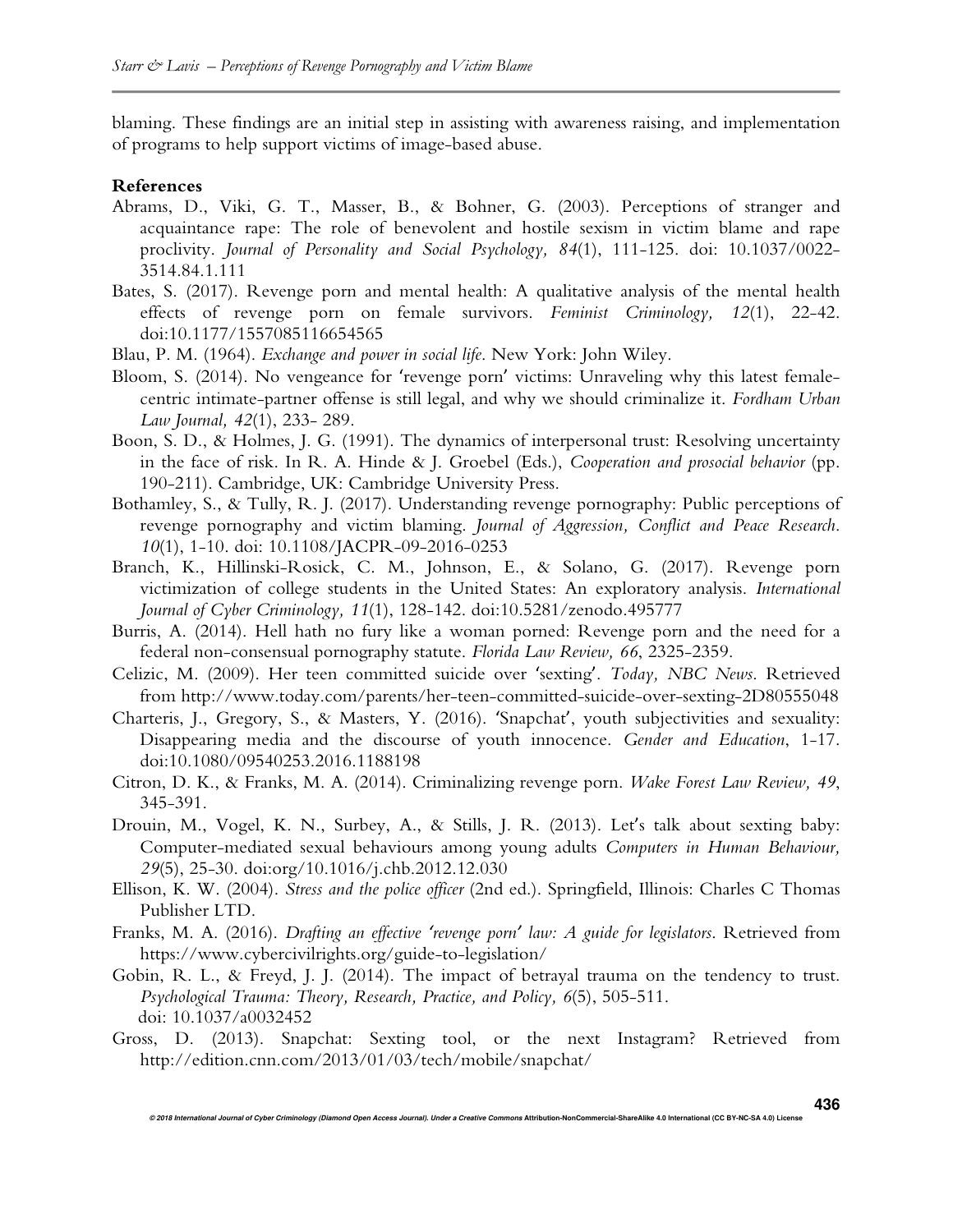blaming. These findings are an initial step in assisting with awareness raising, and implementation of programs to help support victims of image-based abuse.

**References**

Abrams, D., Viki, G. T., Masser, B., & Bohner, G. (2003). Perceptions of stranger and acquaintance rape: The role of benevolent and hostile sexism in victim blame and rape proclivity. *Journal of Personality and Social Psychology, 84*(1), 111-125. doi: 10.1037/0022-3514.84.1.111

Bates, S. (2017). Revenge porn and mental health: A qualitative analysis of the mental health effects of revenge porn on female survivors. *Feminist Criminology, 12*(1), 22-42. doi:10.1177/1557085116654565

Blau, P. M. (1964). *Exchange and power in social life*. New York: John Wiley.

Bloom, S. (2014). No vengeance for 'revenge porn' victims: Unraveling why this latest female-centric intimate-partner offense is still legal, and why we should criminalize it. *Fordham Urban Law Journal, 42*(1), 233- 289.

Boon, S. D., & Holmes, J. G. (1991). The dynamics of interpersonal trust: Resolving uncertainty in the face of risk. In R. A. Hinde & J. Groebel (Eds.), *Cooperation and prosocial behavior* (pp. 190-211). Cambridge, UK: Cambridge University Press.

Bothamley, S., & Tully, R. J. (2017). Understanding revenge pornography: Public perceptions of revenge pornography and victim blaming. *Journal of Aggression, Conflict and Peace Research. 10*(1), 1-10. doi: 10.1108/JACPR-09-2016-0253

Branch, K., Hillinski-Rosick, C. M., Johnson, E., & Solano, G. (2017). Revenge porn victimization of college students in the United States: An exploratory analysis. *International Journal of Cyber Criminology, 11*(1), 128-142. doi:10.5281/zenodo.495777

Burris, A. (2014). Hell hath no fury like a woman porned: Revenge porn and the need for a federal non-consensual pornography statute. *Florida Law Review, 66*, 2325-2359.

Celizic, M. (2009). Her teen committed suicide over 'sexting'. *Today, NBC News*. Retrieved from http://www.today.com/parents/her-teen-committed-suicide-over-sexting-2D80555048

Charteris, J., Gregory, S., & Masters, Y. (2016). 'Snapchat', youth subjectivities and sexuality: Disappearing media and the discourse of youth innocence. *Gender and Education*, 1-17. doi:10.1080/09540253.2016.1188198

Citron, D. K., & Franks, M. A. (2014). Criminalizing revenge porn. *Wake Forest Law Review, 49*, 345-391.

Drouin, M., Vogel, K. N., Surbey, A., & Stills, J. R. (2013). Let's talk about sexting baby: Computer-mediated sexual behaviours among young adults *Computers in Human Behaviour, 29*(5), 25-30. doi:org/10.1016/j.chb.2012.12.030

Ellison, K. W. (2004). *Stress and the police officer* (2nd ed.). Springfield, Illinois: Charles C Thomas Publisher LTD.

Franks, M. A. (2016). *Drafting an effective 'revenge porn' law: A guide for legislators*. Retrieved from https://www.cybercivilrights.org/guide-to-legislation/

Gobin, R. L., & Freyd, J. J. (2014). The impact of betrayal trauma on the tendency to trust. *Psychological Trauma: Theory, Research, Practice, and Policy, 6*(5), 505-511. doi: 10.1037/a0032452

Gross, D. (2013). Snapchat: Sexting tool, or the next Instagram? Retrieved from http://edition.cnn.com/2013/01/03/tech/mobile/snapchat/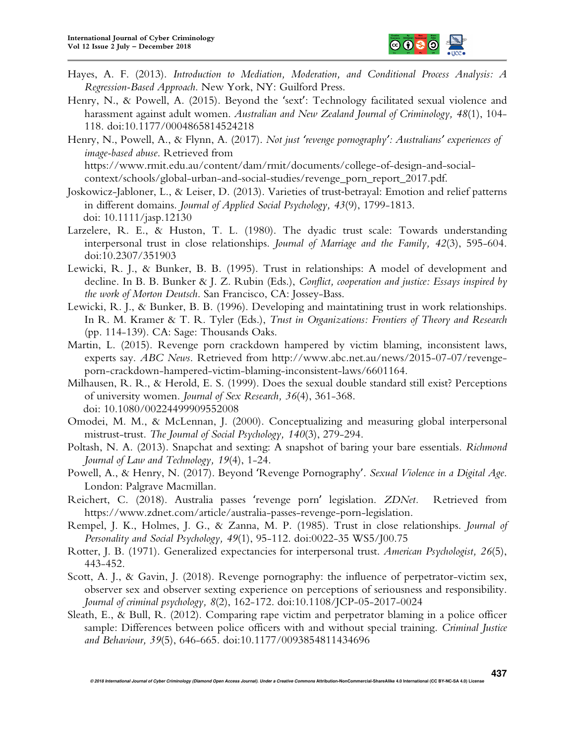Hayes, A. F. (2013). *Introduction to Mediation, Moderation, and Conditional Process Analysis: A Regression-Based Approach*. New York, NY: Guilford Press.

Henry, N., & Powell, A. (2015). Beyond the 'sext': Technology facilitated sexual violence and harassment against adult women. *Australian and New Zealand Journal of Criminology, 48*(1), 104-118. doi:10.1177/0004865814524218

Henry, N., Powell, A., & Flynn, A. (2017). *Not just 'revenge pornography': Australians' experiences of image-based abuse*. Retrieved from https://www.rmit.edu.au/content/dam/rmit/documents/college-of-design-and-social-context/schools/global-urban-and-social-studies/revenge_porn_report_2017.pdf.

Joskowicz-Jabloner, L., & Leiser, D. (2013). Varieties of trust-betrayal: Emotion and relief patterns in different domains. *Journal of Applied Social Psychology, 43*(9), 1799-1813. doi: 10.1111/jasp.12130

Larzelere, R. E., & Huston, T. L. (1980). The dyadic trust scale: Towards understanding interpersonal trust in close relationships. *Journal of Marriage and the Family, 42*(3), 595-604. doi:10.2307/351903

Lewicki, R. J., & Bunker, B. B. (1995). Trust in relationships: A model of development and decline. In B. B. Bunker & J. Z. Rubin (Eds.), *Conflict, cooperation and justice: Essays inspired by the work of Morton Deutsch*. San Francisco, CA: Jossey-Bass.

Lewicki, R. J., & Bunker, B. B. (1996). Developing and maintaining trust in work relationships. In R. M. Kramer & T. R. Tyler (Eds.), *Trust in Organizations: Frontiers of Theory and Research* (pp. 114-139). CA: Sage: Thousands Oaks.

Martin, L. (2015). Revenge porn crackdown hampered by victim blaming, inconsistent laws, experts say. *ABC News*. Retrieved from http://www.abc.net.au/news/2015-07-07/revenge-porn-crackdown-hampered-victim-blaming-inconsistent-laws/6601164.

Milhausen, R. R., & Herold, E. S. (1999). Does the sexual double standard still exist? Perceptions of university women. *Journal of Sex Research, 36*(4), 361-368. doi: 10.1080/00224499909552008

Omodei, M. M., & McLennan, J. (2000). Conceptualizing and measuring global interpersonal mistrust-trust. *The Journal of Social Psychology, 140*(3), 279-294.

Poltash, N. A. (2013). Snapchat and sexting: A snapshot of baring your bare essentials. *Richmond Journal of Law and Technology, 19*(4), 1-24.

Powell, A., & Henry, N. (2017). Beyond 'Revenge Pornography'. *Sexual Violence in a Digital Age*. London: Palgrave Macmillan.

Reichert, C. (2018). Australia passes 'revenge porn' legislation. *ZDNet*. Retrieved from https://www.zdnet.com/article/australia-passes-revenge-porn-legislation.

Rempel, J. K., Holmes, J. G., & Zanna, M. P. (1985). Trust in close relationships. *Journal of Personality and Social Psychology, 49*(1), 95-112. doi:0022-35 WS5/J00.75

Rotter, J. B. (1971). Generalized expectancies for interpersonal trust. *American Psychologist, 26*(5), 443-452.

Scott, A. J., & Gavin, J. (2018). Revenge pornography: the influence of perpetrator-victim sex, observer sex and observer sexting experience on perceptions of seriousness and responsibility. *Journal of criminal psychology, 8*(2), 162-172. doi:10.1108/JCP-05-2017-0024

Sleath, E., & Bull, R. (2012). Comparing rape victim and perpetrator blaming in a police officer sample: Differences between police officers with and without special training. *Criminal Justice and Behaviour, 39*(5), 646-665. doi:10.1177/0093854811434696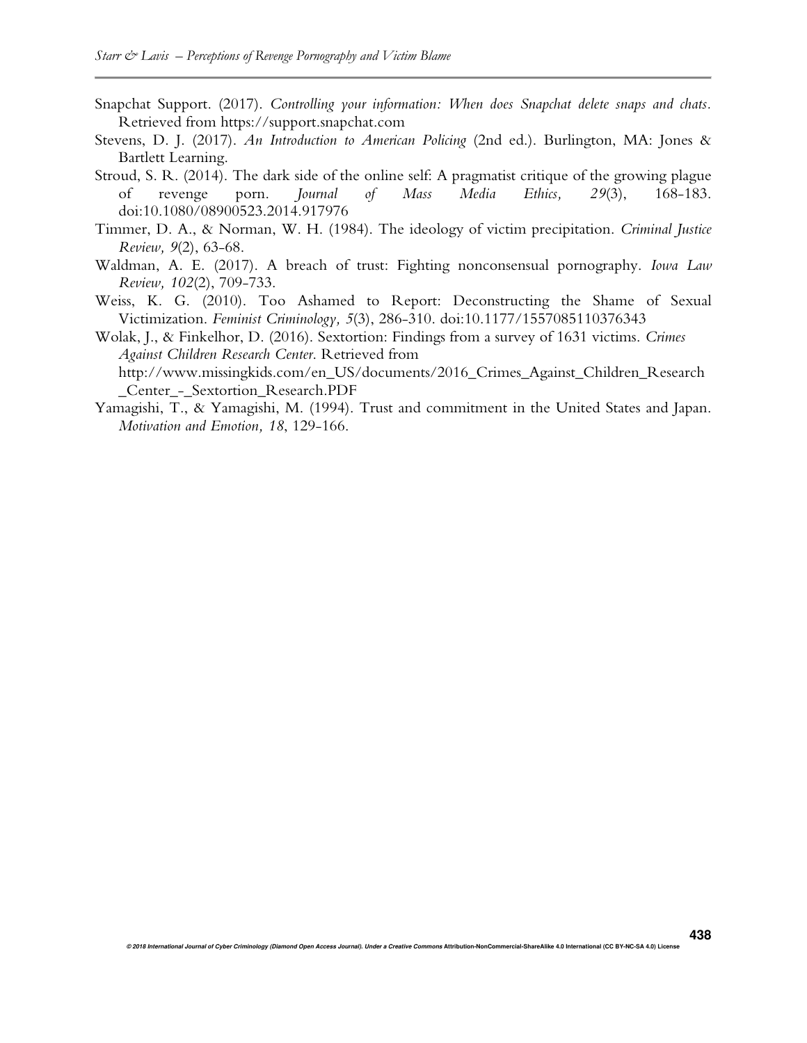Snapchat Support. (2017). *Controlling your information: When does Snapchat delete snaps and chats*. Retrieved from https://support.snapchat.com

Stevens, D. J. (2017). *An Introduction to American Policing* (2nd ed.). Burlington, MA: Jones & Bartlett Learning.

Stroud, S. R. (2014). The dark side of the online self: A pragmatist critique of the growing plague of revenge porn. *Journal of Mass Media Ethics, 29*(3), 168-183. doi:10.1080/08900523.2014.917976

Timmer, D. A., & Norman, W. H. (1984). The ideology of victim precipitation. *Criminal Justice Review, 9*(2), 63-68.

Waldman, A. E. (2017). A breach of trust: Fighting nonconsensual pornography. *Iowa Law Review, 102*(2), 709-733.

Weiss, K. G. (2010). Too Ashamed to Report: Deconstructing the Shame of Sexual Victimization. *Feminist Criminology, 5*(3), 286-310. doi:10.1177/1557085110376343

Wolak, J., & Finkelhor, D. (2016). Sextortion: Findings from a survey of 1631 victims. *Crimes Against Children Research Center*. Retrieved from http://www.missingkids.com/en_US/documents/2016_Crimes_Against_Children_Research_Center_-_Sextortion_Research.PDF

Yamagishi, T., & Yamagishi, M. (1994). Trust and commitment in the United States and Japan. *Motivation and Emotion, 18*, 129-166.